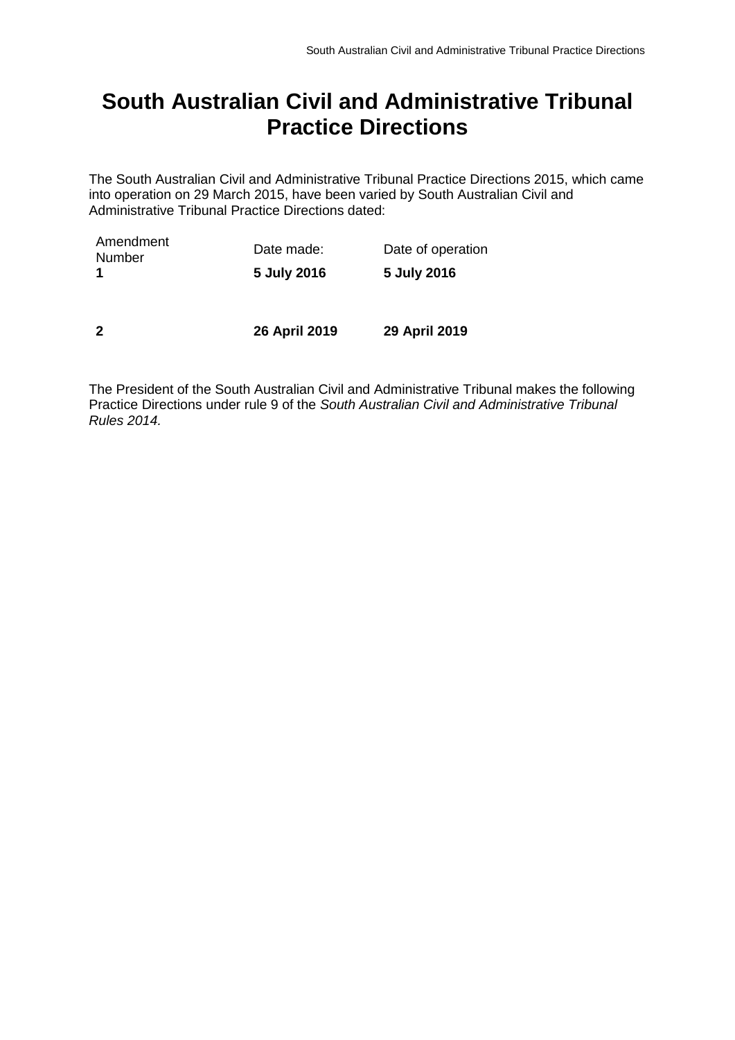# South Australian Civil and Administrative Tribunal Practice Directions

The South Australian Civil and Administrative Tribunal Practice Directions 2015, which came into operation on 29 March 2015, have been varied by South Australian Civil and Administrative Tribunal Practice Directions dated:

| Amendment Number | Date made: | Date of operation |
|---|---|---|
| **1** | **5 July 2016** | **5 July 2016** |
| **2** | **26 April 2019** | **29 April 2019** |

The President of the South Australian Civil and Administrative Tribunal makes the following Practice Directions under rule 9 of the *South Australian Civil and Administrative Tribunal Rules 2014.*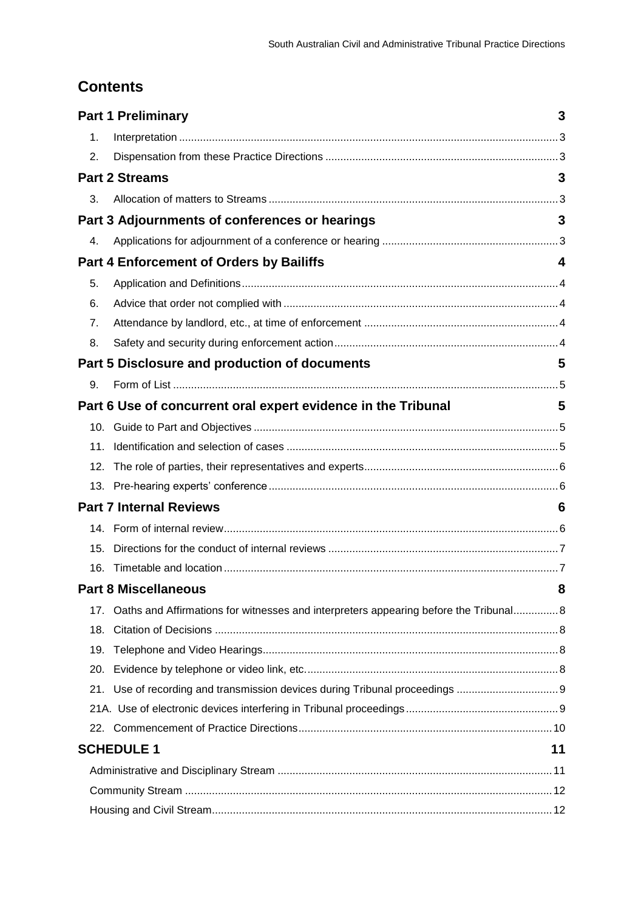## Contents

**Part 1 Preliminary** 3

1. Interpretation 3
2. Dispensation from these Practice Directions 3

**Part 2 Streams** 3

3. Allocation of matters to Streams 3

**Part 3 Adjournments of conferences or hearings** 3

4. Applications for adjournment of a conference or hearing 3

**Part 4 Enforcement of Orders by Bailiffs** 4

5. Application and Definitions 4
6. Advice that order not complied with 4
7. Attendance by landlord, etc., at time of enforcement 4
8. Safety and security during enforcement action 4

**Part 5 Disclosure and production of documents** 5

9. Form of List 5

**Part 6 Use of concurrent oral expert evidence in the Tribunal** 5

10. Guide to Part and Objectives 5
11. Identification and selection of cases 5
12. The role of parties, their representatives and experts 6
13. Pre-hearing experts' conference 6

**Part 7 Internal Reviews** 6

14. Form of internal review 6
15. Directions for the conduct of internal reviews 7
16. Timetable and location 7

**Part 8 Miscellaneous** 8

17. Oaths and Affirmations for witnesses and interpreters appearing before the Tribunal 8
18. Citation of Decisions 8
19. Telephone and Video Hearings 8
20. Evidence by telephone or video link, etc. 8
21. Use of recording and transmission devices during Tribunal proceedings 9

21A. Use of electronic devices interfering in Tribunal proceedings 9

22. Commencement of Practice Directions 10

**SCHEDULE 1** 11

Administrative and Disciplinary Stream 11

Community Stream 12

Housing and Civil Stream 12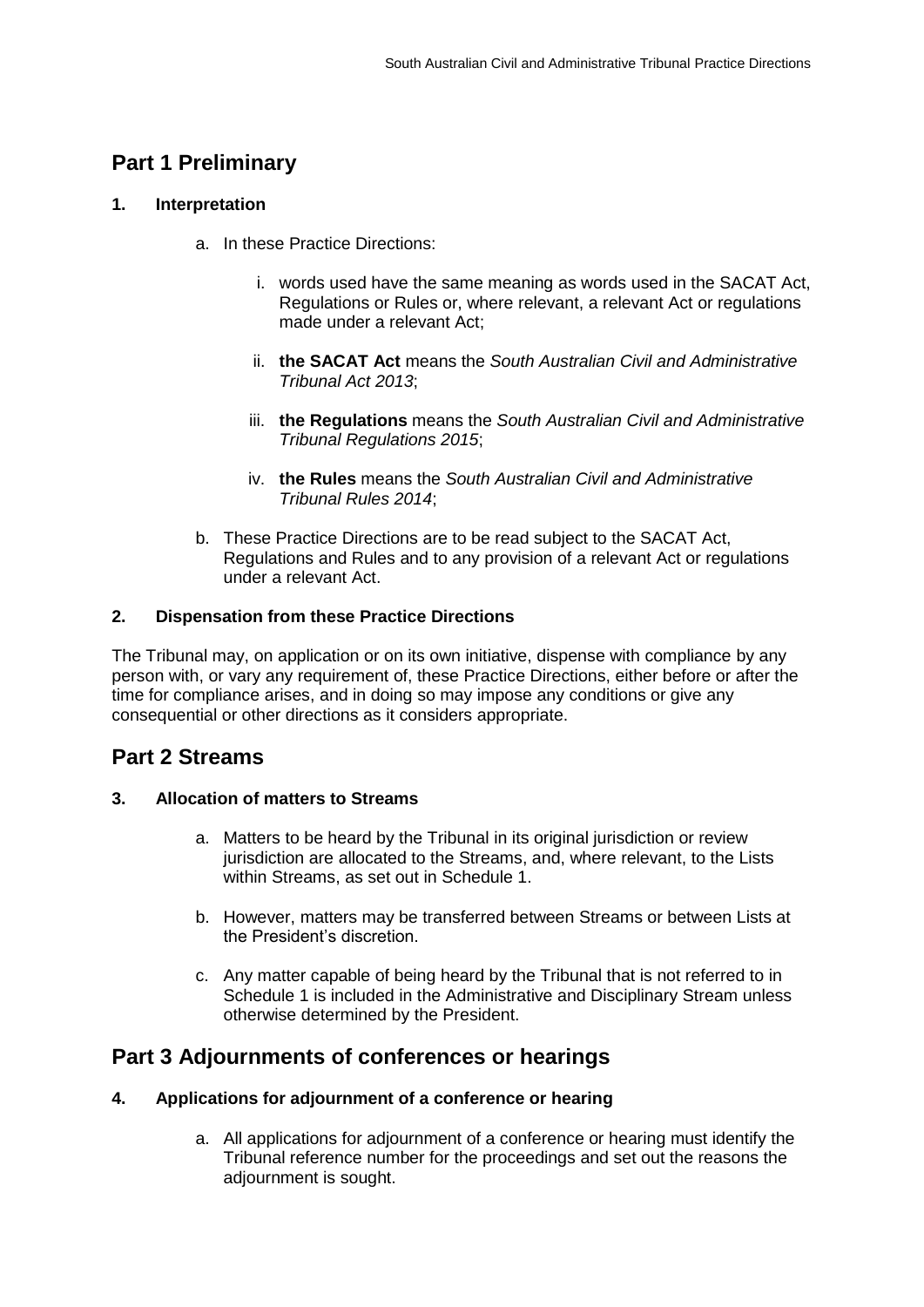## Part 1 Preliminary

### 1. Interpretation

a. In these Practice Directions:

   i. words used have the same meaning as words used in the SACAT Act, Regulations or Rules or, where relevant, a relevant Act or regulations made under a relevant Act;

   ii. **the SACAT Act** means the *South Australian Civil and Administrative Tribunal Act 2013*;

   iii. **the Regulations** means the *South Australian Civil and Administrative Tribunal Regulations 2015*;

   iv. **the Rules** means the *South Australian Civil and Administrative Tribunal Rules 2014*;

b. These Practice Directions are to be read subject to the SACAT Act, Regulations and Rules and to any provision of a relevant Act or regulations under a relevant Act.

### 2. Dispensation from these Practice Directions

The Tribunal may, on application or on its own initiative, dispense with compliance by any person with, or vary any requirement of, these Practice Directions, either before or after the time for compliance arises, and in doing so may impose any conditions or give any consequential or other directions as it considers appropriate.

## Part 2 Streams

### 3. Allocation of matters to Streams

a. Matters to be heard by the Tribunal in its original jurisdiction or review jurisdiction are allocated to the Streams, and, where relevant, to the Lists within Streams, as set out in Schedule 1.

b. However, matters may be transferred between Streams or between Lists at the President's discretion.

c. Any matter capable of being heard by the Tribunal that is not referred to in Schedule 1 is included in the Administrative and Disciplinary Stream unless otherwise determined by the President.

## Part 3 Adjournments of conferences or hearings

### 4. Applications for adjournment of a conference or hearing

a. All applications for adjournment of a conference or hearing must identify the Tribunal reference number for the proceedings and set out the reasons the adjournment is sought.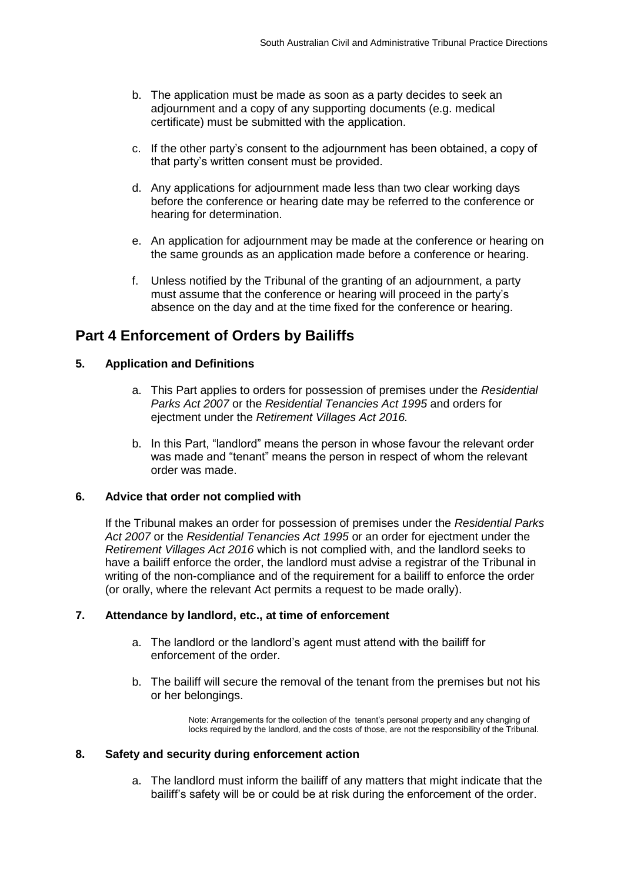b. The application must be made as soon as a party decides to seek an adjournment and a copy of any supporting documents (e.g. medical certificate) must be submitted with the application.

c. If the other party's consent to the adjournment has been obtained, a copy of that party's written consent must be provided.

d. Any applications for adjournment made less than two clear working days before the conference or hearing date may be referred to the conference or hearing for determination.

e. An application for adjournment may be made at the conference or hearing on the same grounds as an application made before a conference or hearing.

f. Unless notified by the Tribunal of the granting of an adjournment, a party must assume that the conference or hearing will proceed in the party's absence on the day and at the time fixed for the conference or hearing.

## Part 4 Enforcement of Orders by Bailiffs

### 5. Application and Definitions

a. This Part applies to orders for possession of premises under the *Residential Parks Act 2007* or the *Residential Tenancies Act 1995* and orders for ejectment under the *Retirement Villages Act 2016.*

b. In this Part, "landlord" means the person in whose favour the relevant order was made and "tenant" means the person in respect of whom the relevant order was made.

### 6. Advice that order not complied with

If the Tribunal makes an order for possession of premises under the *Residential Parks Act 2007* or the *Residential Tenancies Act 1995* or an order for ejectment under the *Retirement Villages Act 2016* which is not complied with, and the landlord seeks to have a bailiff enforce the order, the landlord must advise a registrar of the Tribunal in writing of the non-compliance and of the requirement for a bailiff to enforce the order (or orally, where the relevant Act permits a request to be made orally).

### 7. Attendance by landlord, etc., at time of enforcement

a. The landlord or the landlord's agent must attend with the bailiff for enforcement of the order.

b. The bailiff will secure the removal of the tenant from the premises but not his or her belongings.

Note: Arrangements for the collection of the tenant's personal property and any changing of locks required by the landlord, and the costs of those, are not the responsibility of the Tribunal.

### 8. Safety and security during enforcement action

a. The landlord must inform the bailiff of any matters that might indicate that the bailiff's safety will be or could be at risk during the enforcement of the order.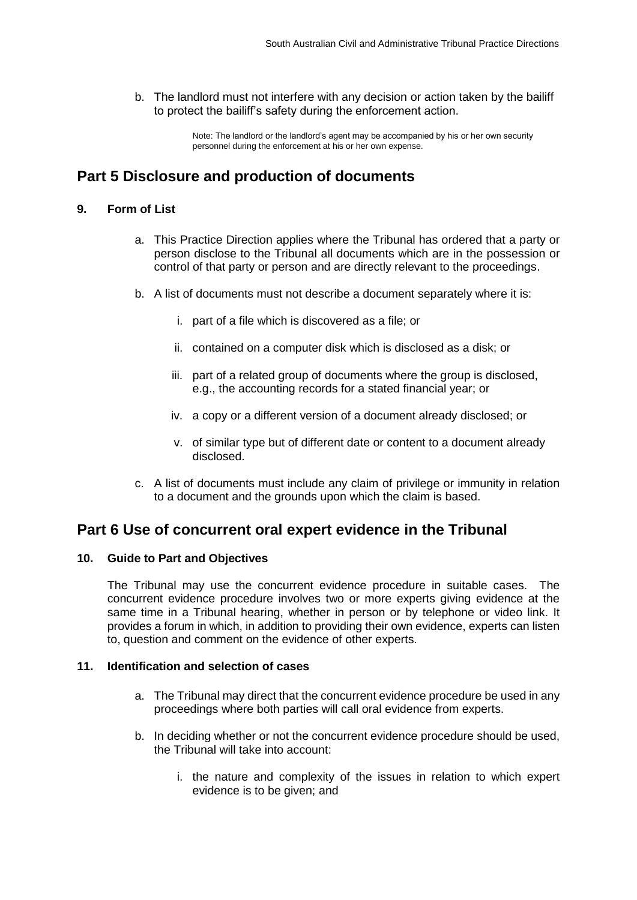b. The landlord must not interfere with any decision or action taken by the bailiff to protect the bailiff's safety during the enforcement action.

> Note: The landlord or the landlord's agent may be accompanied by his or her own security personnel during the enforcement at his or her own expense.

## Part 5 Disclosure and production of documents

### 9. Form of List

a. This Practice Direction applies where the Tribunal has ordered that a party or person disclose to the Tribunal all documents which are in the possession or control of that party or person and are directly relevant to the proceedings.

b. A list of documents must not describe a document separately where it is:

   i. part of a file which is discovered as a file; or

   ii. contained on a computer disk which is disclosed as a disk; or

   iii. part of a related group of documents where the group is disclosed, e.g., the accounting records for a stated financial year; or

   iv. a copy or a different version of a document already disclosed; or

   v. of similar type but of different date or content to a document already disclosed.

c. A list of documents must include any claim of privilege or immunity in relation to a document and the grounds upon which the claim is based.

## Part 6 Use of concurrent oral expert evidence in the Tribunal

### 10. Guide to Part and Objectives

The Tribunal may use the concurrent evidence procedure in suitable cases. The concurrent evidence procedure involves two or more experts giving evidence at the same time in a Tribunal hearing, whether in person or by telephone or video link. It provides a forum in which, in addition to providing their own evidence, experts can listen to, question and comment on the evidence of other experts.

### 11. Identification and selection of cases

a. The Tribunal may direct that the concurrent evidence procedure be used in any proceedings where both parties will call oral evidence from experts.

b. In deciding whether or not the concurrent evidence procedure should be used, the Tribunal will take into account:

   i. the nature and complexity of the issues in relation to which expert evidence is to be given; and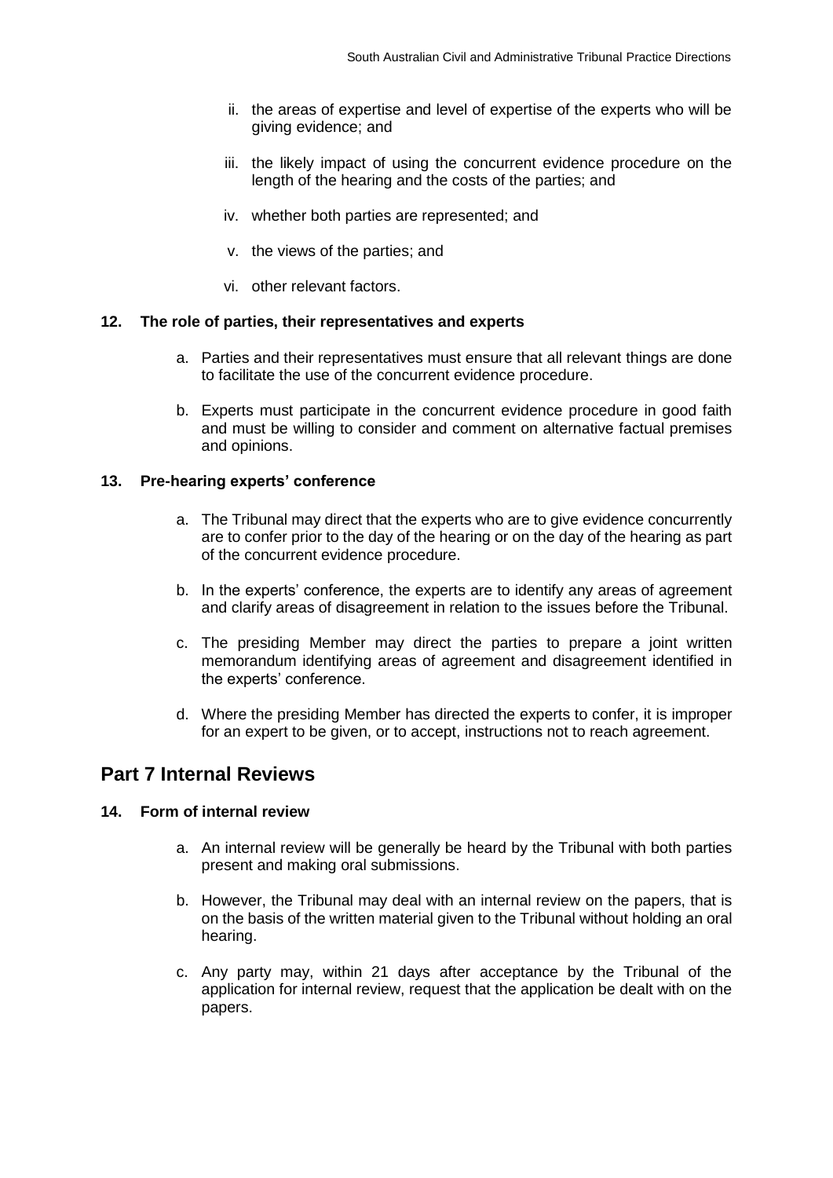ii. the areas of expertise and level of expertise of the experts who will be giving evidence; and

iii. the likely impact of using the concurrent evidence procedure on the length of the hearing and the costs of the parties; and

iv. whether both parties are represented; and

v. the views of the parties; and

vi. other relevant factors.

### 12. The role of parties, their representatives and experts

a. Parties and their representatives must ensure that all relevant things are done to facilitate the use of the concurrent evidence procedure.

b. Experts must participate in the concurrent evidence procedure in good faith and must be willing to consider and comment on alternative factual premises and opinions.

### 13. Pre-hearing experts' conference

a. The Tribunal may direct that the experts who are to give evidence concurrently are to confer prior to the day of the hearing or on the day of the hearing as part of the concurrent evidence procedure.

b. In the experts' conference, the experts are to identify any areas of agreement and clarify areas of disagreement in relation to the issues before the Tribunal.

c. The presiding Member may direct the parties to prepare a joint written memorandum identifying areas of agreement and disagreement identified in the experts' conference.

d. Where the presiding Member has directed the experts to confer, it is improper for an expert to be given, or to accept, instructions not to reach agreement.

## Part 7 Internal Reviews

### 14. Form of internal review

a. An internal review will be generally be heard by the Tribunal with both parties present and making oral submissions.

b. However, the Tribunal may deal with an internal review on the papers, that is on the basis of the written material given to the Tribunal without holding an oral hearing.

c. Any party may, within 21 days after acceptance by the Tribunal of the application for internal review, request that the application be dealt with on the papers.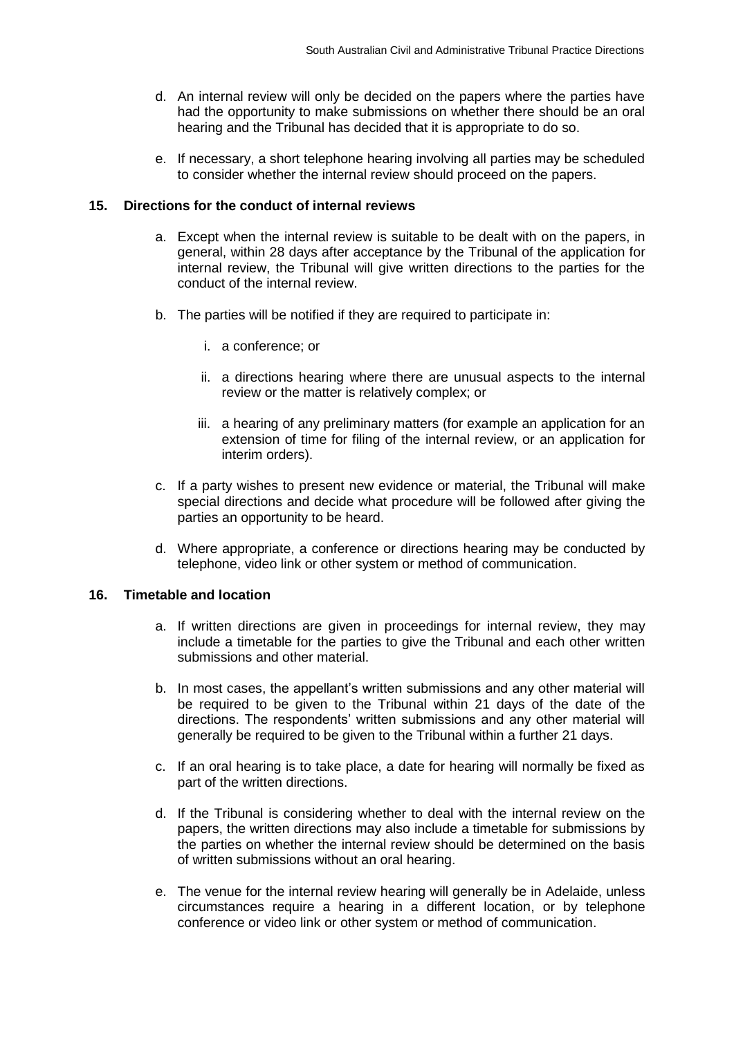d. An internal review will only be decided on the papers where the parties have had the opportunity to make submissions on whether there should be an oral hearing and the Tribunal has decided that it is appropriate to do so.

e. If necessary, a short telephone hearing involving all parties may be scheduled to consider whether the internal review should proceed on the papers.

## 15. Directions for the conduct of internal reviews

a. Except when the internal review is suitable to be dealt with on the papers, in general, within 28 days after acceptance by the Tribunal of the application for internal review, the Tribunal will give written directions to the parties for the conduct of the internal review.

b. The parties will be notified if they are required to participate in:

   i. a conference; or

   ii. a directions hearing where there are unusual aspects to the internal review or the matter is relatively complex; or

   iii. a hearing of any preliminary matters (for example an application for an extension of time for filing of the internal review, or an application for interim orders).

c. If a party wishes to present new evidence or material, the Tribunal will make special directions and decide what procedure will be followed after giving the parties an opportunity to be heard.

d. Where appropriate, a conference or directions hearing may be conducted by telephone, video link or other system or method of communication.

## 16. Timetable and location

a. If written directions are given in proceedings for internal review, they may include a timetable for the parties to give the Tribunal and each other written submissions and other material.

b. In most cases, the appellant's written submissions and any other material will be required to be given to the Tribunal within 21 days of the date of the directions. The respondents' written submissions and any other material will generally be required to be given to the Tribunal within a further 21 days.

c. If an oral hearing is to take place, a date for hearing will normally be fixed as part of the written directions.

d. If the Tribunal is considering whether to deal with the internal review on the papers, the written directions may also include a timetable for submissions by the parties on whether the internal review should be determined on the basis of written submissions without an oral hearing.

e. The venue for the internal review hearing will generally be in Adelaide, unless circumstances require a hearing in a different location, or by telephone conference or video link or other system or method of communication.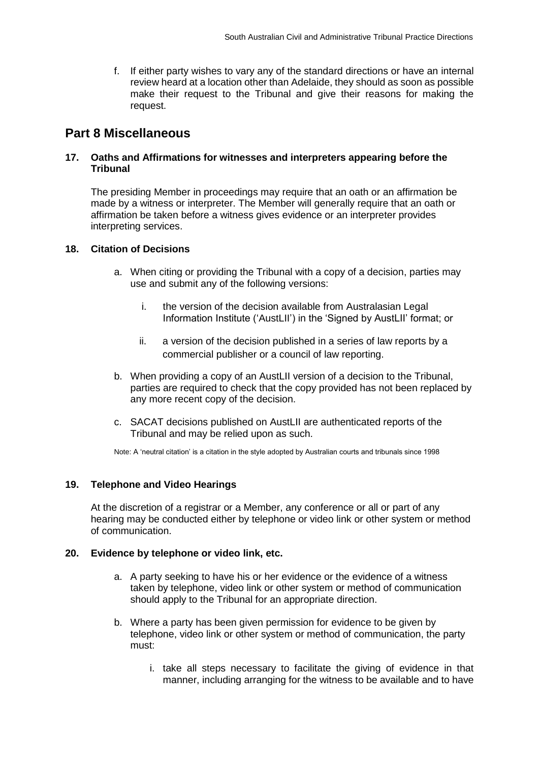f. If either party wishes to vary any of the standard directions or have an internal review heard at a location other than Adelaide, they should as soon as possible make their request to the Tribunal and give their reasons for making the request.

## Part 8 Miscellaneous

### 17. Oaths and Affirmations for witnesses and interpreters appearing before the Tribunal

The presiding Member in proceedings may require that an oath or an affirmation be made by a witness or interpreter. The Member will generally require that an oath or affirmation be taken before a witness gives evidence or an interpreter provides interpreting services.

### 18. Citation of Decisions

a. When citing or providing the Tribunal with a copy of a decision, parties may use and submit any of the following versions:

   i. the version of the decision available from Australasian Legal Information Institute ('AustLII') in the 'Signed by AustLII' format; or

   ii. a version of the decision published in a series of law reports by a commercial publisher or a council of law reporting.

b. When providing a copy of an AustLII version of a decision to the Tribunal, parties are required to check that the copy provided has not been replaced by any more recent copy of the decision.

c. SACAT decisions published on AustLII are authenticated reports of the Tribunal and may be relied upon as such.

Note: A 'neutral citation' is a citation in the style adopted by Australian courts and tribunals since 1998

### 19. Telephone and Video Hearings

At the discretion of a registrar or a Member, any conference or all or part of any hearing may be conducted either by telephone or video link or other system or method of communication.

### 20. Evidence by telephone or video link, etc.

a. A party seeking to have his or her evidence or the evidence of a witness taken by telephone, video link or other system or method of communication should apply to the Tribunal for an appropriate direction.

b. Where a party has been given permission for evidence to be given by telephone, video link or other system or method of communication, the party must:

   i. take all steps necessary to facilitate the giving of evidence in that manner, including arranging for the witness to be available and to have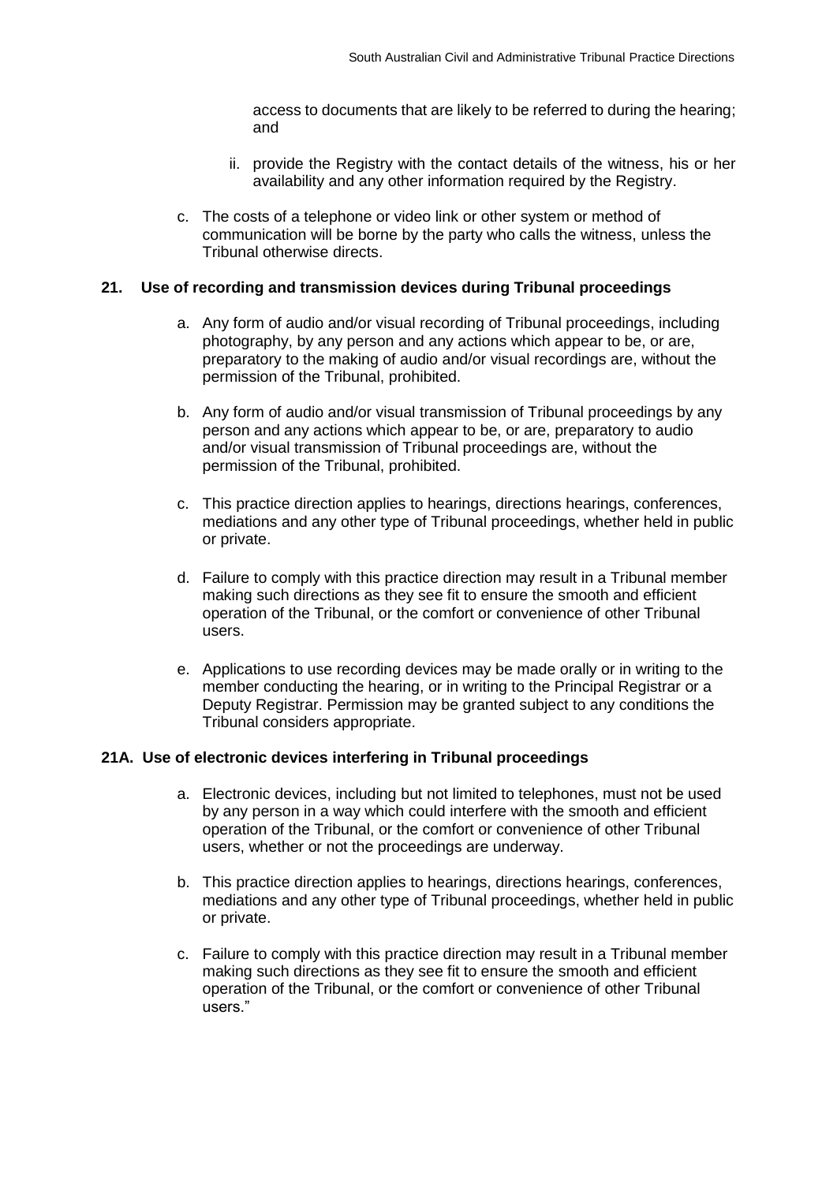access to documents that are likely to be referred to during the hearing; and

ii. provide the Registry with the contact details of the witness, his or her availability and any other information required by the Registry.

c. The costs of a telephone or video link or other system or method of communication will be borne by the party who calls the witness, unless the Tribunal otherwise directs.

### 21. Use of recording and transmission devices during Tribunal proceedings

a. Any form of audio and/or visual recording of Tribunal proceedings, including photography, by any person and any actions which appear to be, or are, preparatory to the making of audio and/or visual recordings are, without the permission of the Tribunal, prohibited.

b. Any form of audio and/or visual transmission of Tribunal proceedings by any person and any actions which appear to be, or are, preparatory to audio and/or visual transmission of Tribunal proceedings are, without the permission of the Tribunal, prohibited.

c. This practice direction applies to hearings, directions hearings, conferences, mediations and any other type of Tribunal proceedings, whether held in public or private.

d. Failure to comply with this practice direction may result in a Tribunal member making such directions as they see fit to ensure the smooth and efficient operation of the Tribunal, or the comfort or convenience of other Tribunal users.

e. Applications to use recording devices may be made orally or in writing to the member conducting the hearing, or in writing to the Principal Registrar or a Deputy Registrar. Permission may be granted subject to any conditions the Tribunal considers appropriate.

### 21A. Use of electronic devices interfering in Tribunal proceedings

a. Electronic devices, including but not limited to telephones, must not be used by any person in a way which could interfere with the smooth and efficient operation of the Tribunal, or the comfort or convenience of other Tribunal users, whether or not the proceedings are underway.

b. This practice direction applies to hearings, directions hearings, conferences, mediations and any other type of Tribunal proceedings, whether held in public or private.

c. Failure to comply with this practice direction may result in a Tribunal member making such directions as they see fit to ensure the smooth and efficient operation of the Tribunal, or the comfort or convenience of other Tribunal users."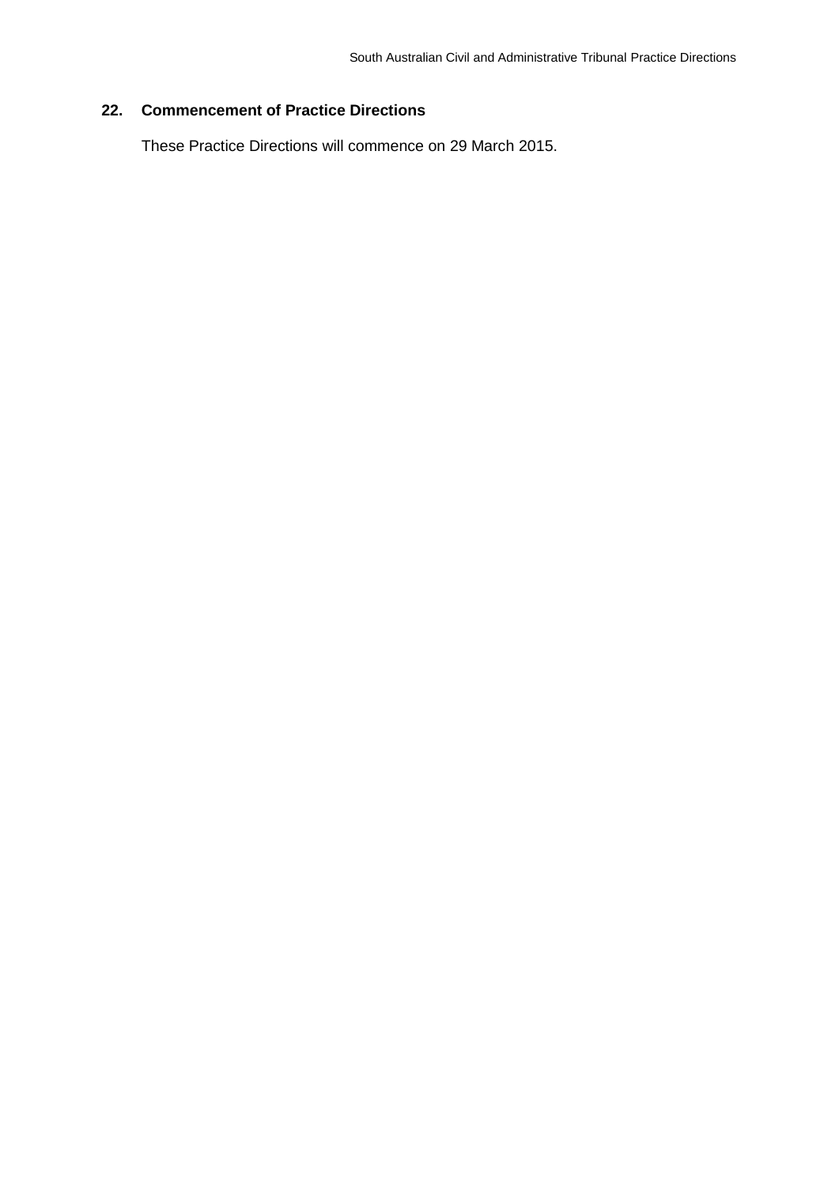## 22. Commencement of Practice Directions

These Practice Directions will commence on 29 March 2015.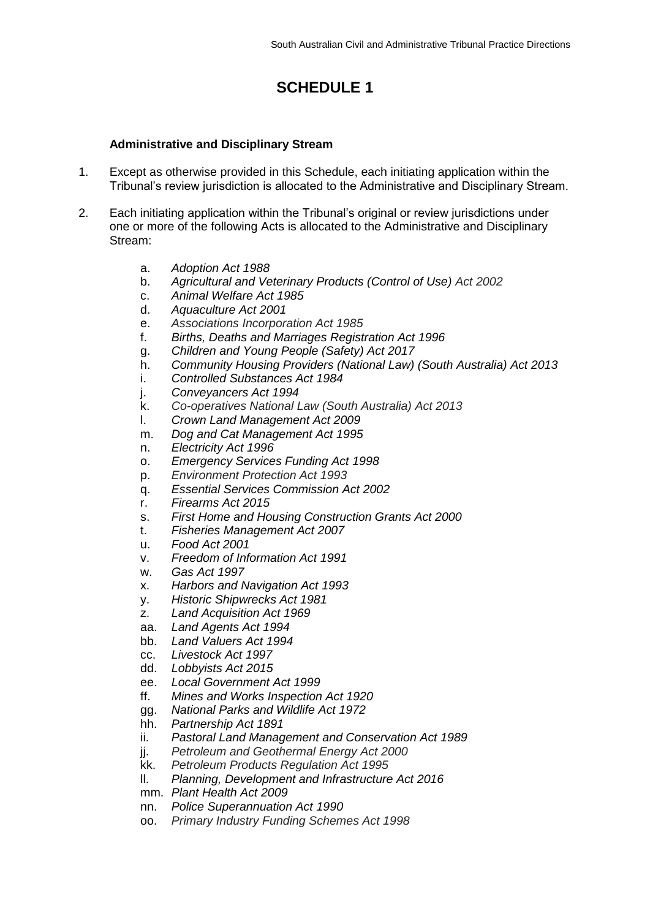# SCHEDULE 1

**Administrative and Disciplinary Stream**

1. Except as otherwise provided in this Schedule, each initiating application within the Tribunal's review jurisdiction is allocated to the Administrative and Disciplinary Stream.

2. Each initiating application within the Tribunal's original or review jurisdictions under one or more of the following Acts is allocated to the Administrative and Disciplinary Stream:

   a. *Adoption Act 1988*
   b. *Agricultural and Veterinary Products (Control of Use) Act 2002*
   c. *Animal Welfare Act 1985*
   d. *Aquaculture Act 2001*
   e. *Associations Incorporation Act 1985*
   f. *Births, Deaths and Marriages Registration Act 1996*
   g. *Children and Young People (Safety) Act 2017*
   h. *Community Housing Providers (National Law) (South Australia) Act 2013*
   i. *Controlled Substances Act 1984*
   j. *Conveyancers Act 1994*
   k. *Co-operatives National Law (South Australia) Act 2013*
   l. *Crown Land Management Act 2009*
   m. *Dog and Cat Management Act 1995*
   n. *Electricity Act 1996*
   o. *Emergency Services Funding Act 1998*
   p. *Environment Protection Act 1993*
   q. *Essential Services Commission Act 2002*
   r. *Firearms Act 2015*
   s. *First Home and Housing Construction Grants Act 2000*
   t. *Fisheries Management Act 2007*
   u. *Food Act 2001*
   v. *Freedom of Information Act 1991*
   w. *Gas Act 1997*
   x. *Harbors and Navigation Act 1993*
   y. *Historic Shipwrecks Act 1981*
   z. *Land Acquisition Act 1969*
   aa. *Land Agents Act 1994*
   bb. *Land Valuers Act 1994*
   cc. *Livestock Act 1997*
   dd. *Lobbyists Act 2015*
   ee. *Local Government Act 1999*
   ff. *Mines and Works Inspection Act 1920*
   gg. *National Parks and Wildlife Act 1972*
   hh. *Partnership Act 1891*
   ii. *Pastoral Land Management and Conservation Act 1989*
   jj. *Petroleum and Geothermal Energy Act 2000*
   kk. *Petroleum Products Regulation Act 1995*
   ll. *Planning, Development and Infrastructure Act 2016*
   mm. *Plant Health Act 2009*
   nn. *Police Superannuation Act 1990*
   oo. *Primary Industry Funding Schemes Act 1998*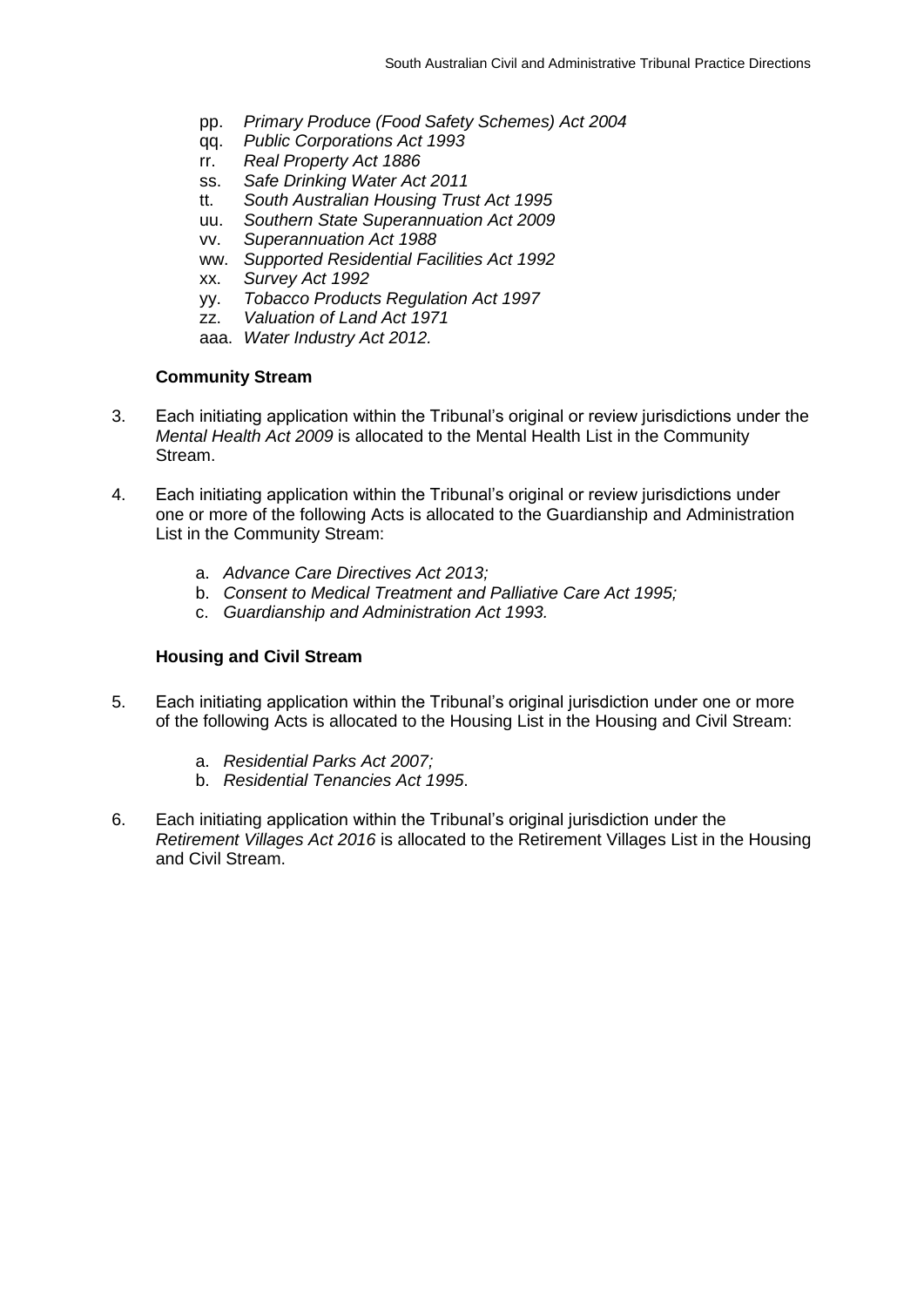pp. *Primary Produce (Food Safety Schemes) Act 2004*
qq. *Public Corporations Act 1993*
rr. *Real Property Act 1886*
ss. *Safe Drinking Water Act 2011*
tt. *South Australian Housing Trust Act 1995*
uu. *Southern State Superannuation Act 2009*
vv. *Superannuation Act 1988*
ww. *Supported Residential Facilities Act 1992*
xx. *Survey Act 1992*
yy. *Tobacco Products Regulation Act 1997*
zz. *Valuation of Land Act 1971*
aaa. *Water Industry Act 2012.*

**Community Stream**

3. Each initiating application within the Tribunal's original or review jurisdictions under the *Mental Health Act 2009* is allocated to the Mental Health List in the Community Stream.

4. Each initiating application within the Tribunal's original or review jurisdictions under one or more of the following Acts is allocated to the Guardianship and Administration List in the Community Stream:

   a. *Advance Care Directives Act 2013;*
   b. *Consent to Medical Treatment and Palliative Care Act 1995;*
   c. *Guardianship and Administration Act 1993.*

**Housing and Civil Stream**

5. Each initiating application within the Tribunal's original jurisdiction under one or more of the following Acts is allocated to the Housing List in the Housing and Civil Stream:

   a. *Residential Parks Act 2007;*
   b. *Residential Tenancies Act 1995*.

6. Each initiating application within the Tribunal's original jurisdiction under the *Retirement Villages Act 2016* is allocated to the Retirement Villages List in the Housing and Civil Stream.